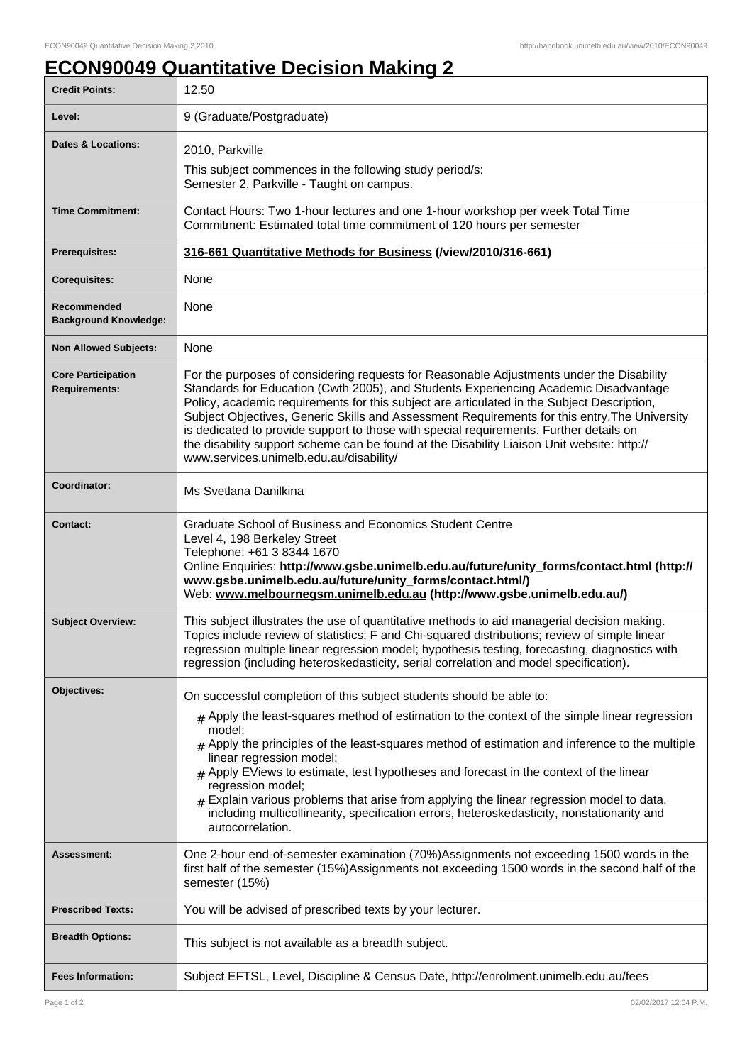# ECON90049 Quantitative Decision Making 2

| | |
|---|---|
| **Credit Points:** | 12.50 |
| **Level:** | 9 (Graduate/Postgraduate) |
| **Dates & Locations:** | 2010, Parkville<br>This subject commences in the following study period/s:<br>Semester 2, Parkville - Taught on campus. |
| **Time Commitment:** | Contact Hours: Two 1-hour lectures and one 1-hour workshop per week Total Time Commitment: Estimated total time commitment of 120 hours per semester |
| **Prerequisites:** | **316-661 Quantitative Methods for Business (/view/2010/316-661)** |
| **Corequisites:** | None |
| **Recommended Background Knowledge:** | None |
| **Non Allowed Subjects:** | None |
| **Core Participation Requirements:** | For the purposes of considering requests for Reasonable Adjustments under the Disability Standards for Education (Cwth 2005), and Students Experiencing Academic Disadvantage Policy, academic requirements for this subject are articulated in the Subject Description, Subject Objectives, Generic Skills and Assessment Requirements for this entry.The University is dedicated to provide support to those with special requirements. Further details on the disability support scheme can be found at the Disability Liaison Unit website: http://www.services.unimelb.edu.au/disability/ |
| **Coordinator:** | Ms Svetlana Danilkina |
| **Contact:** | Graduate School of Business and Economics Student Centre<br>Level 4, 198 Berkeley Street<br>Telephone: +61 3 8344 1670<br>Online Enquiries: **http://www.gsbe.unimelb.edu.au/future/unity_forms/contact.html (http://www.gsbe.unimelb.edu.au/future/unity_forms/contact.html/)**<br>Web: **www.melbournegsm.unimelb.edu.au (http://www.gsbe.unimelb.edu.au/)** |
| **Subject Overview:** | This subject illustrates the use of quantitative methods to aid managerial decision making. Topics include review of statistics; F and Chi-squared distributions; review of simple linear regression multiple linear regression model; hypothesis testing, forecasting, diagnostics with regression (including heteroskedasticity, serial correlation and model specification). |
| **Objectives:** | On successful completion of this subject students should be able to:<br># Apply the least-squares method of estimation to the context of the simple linear regression model;<br># Apply the principles of the least-squares method of estimation and inference to the multiple linear regression model;<br># Apply EViews to estimate, test hypotheses and forecast in the context of the linear regression model;<br># Explain various problems that arise from applying the linear regression model to data, including multicollinearity, specification errors, heteroskedasticity, nonstationarity and autocorrelation. |
| **Assessment:** | One 2-hour end-of-semester examination (70%)Assignments not exceeding 1500 words in the first half of the semester (15%)Assignments not exceeding 1500 words in the second half of the semester (15%) |
| **Prescribed Texts:** | You will be advised of prescribed texts by your lecturer. |
| **Breadth Options:** | This subject is not available as a breadth subject. |
| **Fees Information:** | Subject EFTSL, Level, Discipline & Census Date, http://enrolment.unimelb.edu.au/fees |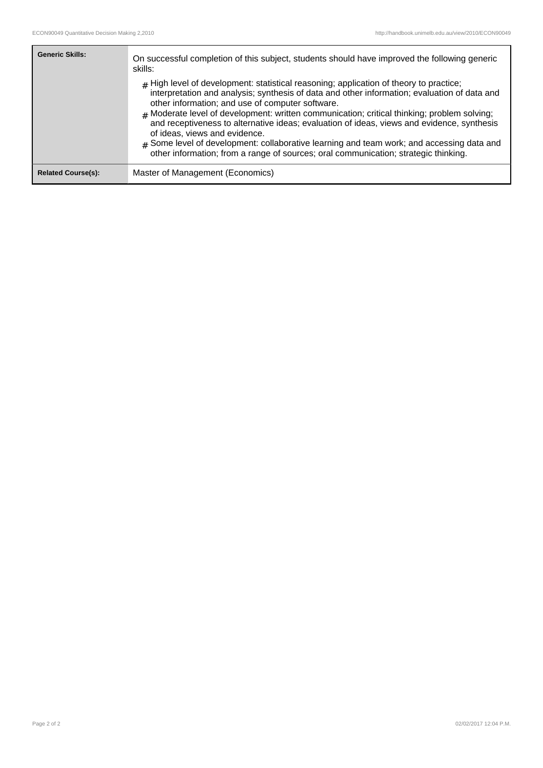| | |
|---|---|
| **Generic Skills:** | On successful completion of this subject, students should have improved the following generic skills: <br> # High level of development: statistical reasoning; application of theory to practice; interpretation and analysis; synthesis of data and other information; evaluation of data and other information; and use of computer software. <br> # Moderate level of development: written communication; critical thinking; problem solving; and receptiveness to alternative ideas; evaluation of ideas, views and evidence, synthesis of ideas, views and evidence. <br> # Some level of development: collaborative learning and team work; and accessing data and other information; from a range of sources; oral communication; strategic thinking. |
| **Related Course(s):** | Master of Management (Economics) |